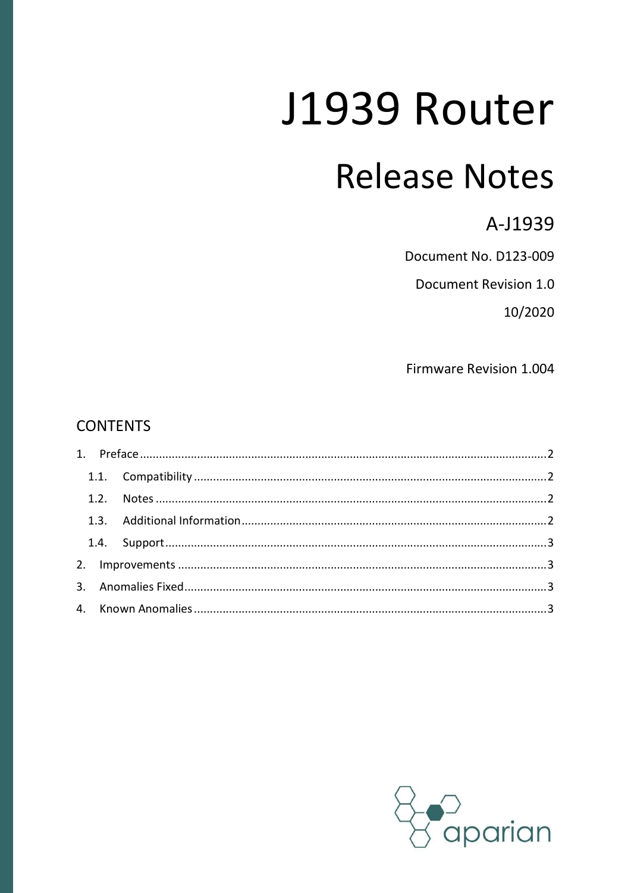# J1939 Router

## Release Notes

### A-J1939

Document No. D123-009

Document Revision 1.0

10/2020

Firmware Revision 1.004

## CONTENTS

1. Preface ..... 2
   - 1.1. Compatibility ..... 2
   - 1.2. Notes ..... 2
   - 1.3. Additional Information ..... 2
   - 1.4. Support ..... 3
2. Improvements ..... 3
3. Anomalies Fixed ..... 3
4. Known Anomalies ..... 3

aparian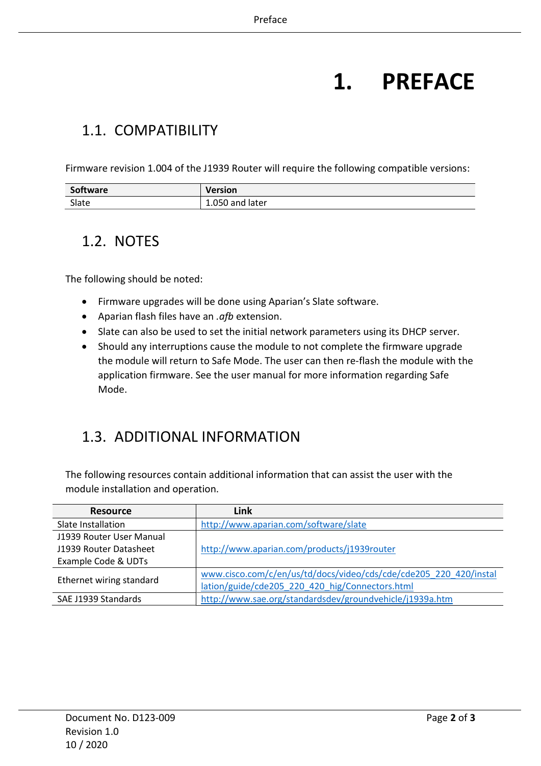# 1. PREFACE

## 1.1. COMPATIBILITY

Firmware revision 1.004 of the J1939 Router will require the following compatible versions:

| Software | Version |
|---|---|
| Slate | 1.050 and later |

## 1.2. NOTES

The following should be noted:

- Firmware upgrades will be done using Aparian's Slate software.
- Aparian flash files have an *.afb* extension.
- Slate can also be used to set the initial network parameters using its DHCP server.
- Should any interruptions cause the module to not complete the firmware upgrade the module will return to Safe Mode. The user can then re-flash the module with the application firmware. See the user manual for more information regarding Safe Mode.

## 1.3. ADDITIONAL INFORMATION

The following resources contain additional information that can assist the user with the module installation and operation.

| Resource | Link |
|---|---|
| Slate Installation | http://www.aparian.com/software/slate |
| J1939 Router User Manual<br>J1939 Router Datasheet<br>Example Code & UDTs | http://www.aparian.com/products/j1939router |
| Ethernet wiring standard | www.cisco.com/c/en/us/td/docs/video/cds/cde/cde205_220_420/installation/guide/cde205_220_420_hig/Connectors.html |
| SAE J1939 Standards | http://www.sae.org/standardsdev/groundvehicle/j1939a.htm |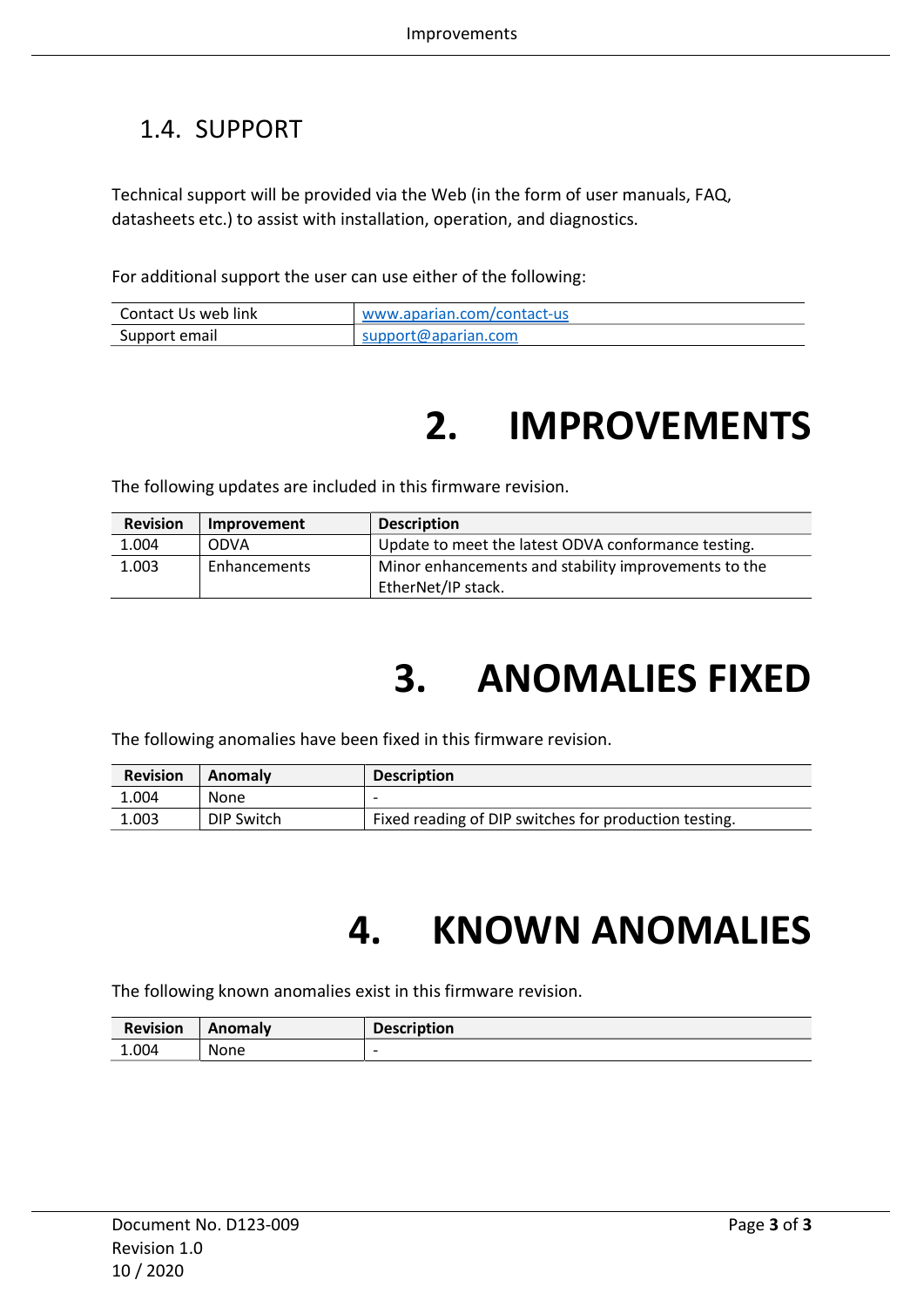## 1.4. SUPPORT

Technical support will be provided via the Web (in the form of user manuals, FAQ, datasheets etc.) to assist with installation, operation, and diagnostics.

For additional support the user can use either of the following:

| | |
|---|---|
| Contact Us web link | www.aparian.com/contact-us |
| Support email | support@aparian.com |

# 2. IMPROVEMENTS

The following updates are included in this firmware revision.

| Revision | Improvement | Description |
|---|---|---|
| 1.004 | ODVA | Update to meet the latest ODVA conformance testing. |
| 1.003 | Enhancements | Minor enhancements and stability improvements to the EtherNet/IP stack. |

# 3. ANOMALIES FIXED

The following anomalies have been fixed in this firmware revision.

| Revision | Anomaly | Description |
|---|---|---|
| 1.004 | None | - |
| 1.003 | DIP Switch | Fixed reading of DIP switches for production testing. |

# 4. KNOWN ANOMALIES

The following known anomalies exist in this firmware revision.

| Revision | Anomaly | Description |
|---|---|---|
| 1.004 | None | - |

Document No. D123-009
Revision 1.0
10 / 2020